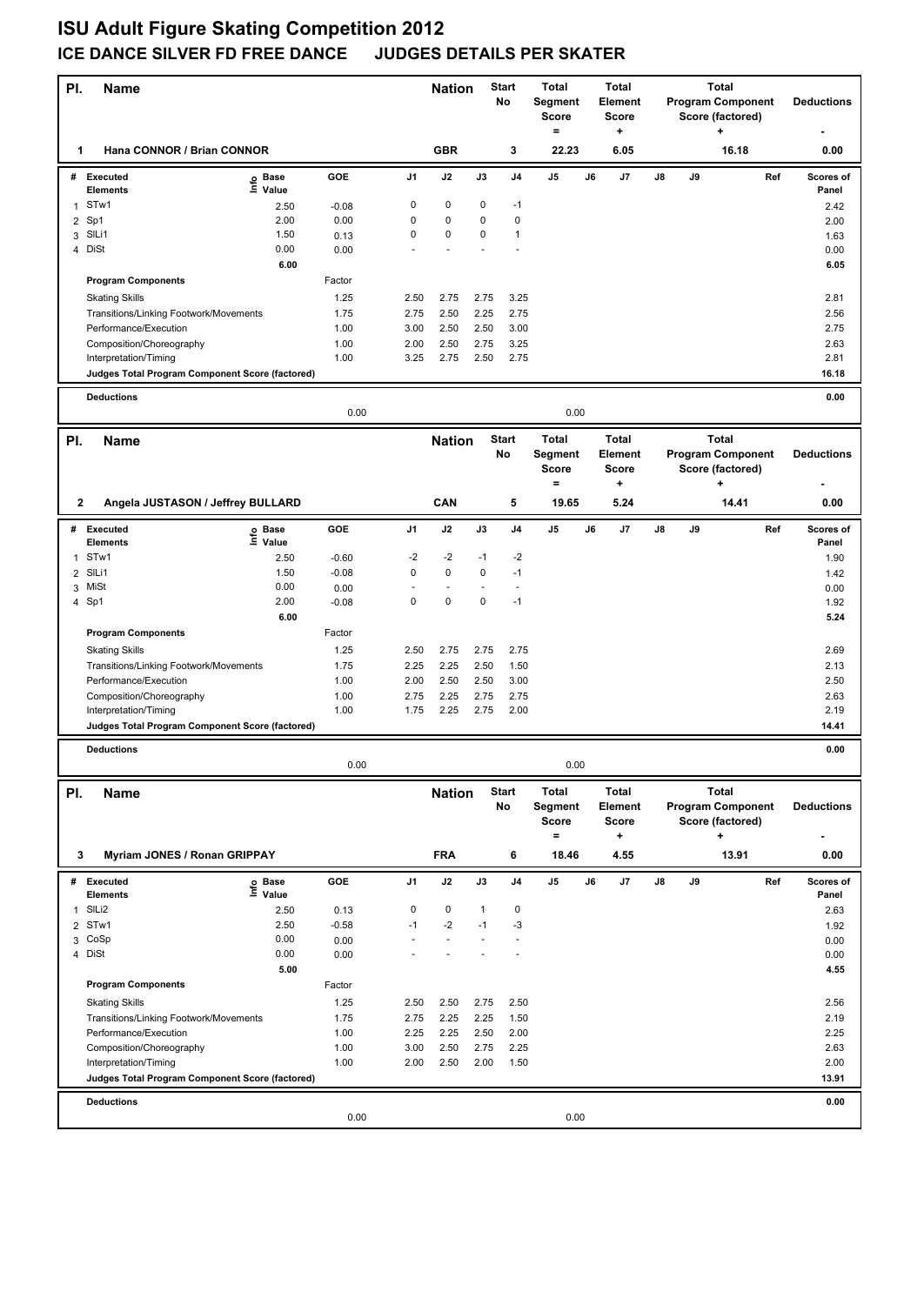# ISU Adult Figure Skating Competition 2012

## ICE DANCE SILVER FD FREE DANCE JUDGES DETAILS PER SKATER

| Pl. | Name | Nation | Start No | Total Segment Score = | Total Element Score + | Total Program Component Score (factored) + | Deductions - |
|---|---|---|---|---|---|---|---|
| 1 | Hana CONNOR / Brian CONNOR | GBR | 3 | 22.23 | 6.05 | 16.18 | 0.00 |

| # | Executed Elements | Info | Base Value | GOE | J1 | J2 | J3 | J4 | J5 | J6 | J7 | J8 | J9 | Ref | Scores of Panel |
|---|---|---|---|---|---|---|---|---|---|---|---|---|---|---|---|
| 1 | STw1 | | 2.50 | -0.08 | 0 | 0 | 0 | -1 | | | | | | | 2.42 |
| 2 | Sp1 | | 2.00 | 0.00 | 0 | 0 | 0 | 0 | | | | | | | 2.00 |
| 3 | SlLi1 | | 1.50 | 0.13 | 0 | 0 | 0 | 1 | | | | | | | 1.63 |
| 4 | DiSt | | 0.00 | 0.00 | - | - | - | - | | | | | | | 0.00 |
| | | | 6.00 | | | | | | | | | | | | 6.05 |

| Program Components | Factor | J1 | J2 | J3 | J4 | J5 | J6 | J7 | J8 | J9 | Scores of Panel |
|---|---|---|---|---|---|---|---|---|---|---|---|
| Skating Skills | 1.25 | 2.50 | 2.75 | 2.75 | 3.25 | | | | | | 2.81 |
| Transitions/Linking Footwork/Movements | 1.75 | 2.75 | 2.50 | 2.25 | 2.75 | | | | | | 2.56 |
| Performance/Execution | 1.00 | 3.00 | 2.50 | 2.50 | 3.00 | | | | | | 2.75 |
| Composition/Choreography | 1.00 | 2.00 | 2.50 | 2.75 | 3.25 | | | | | | 2.63 |
| Interpretation/Timing | 1.00 | 3.25 | 2.75 | 2.50 | 2.75 | | | | | | 2.81 |
| Judges Total Program Component Score (factored) | | | | | | | | | | | 16.18 |

| Deductions | | | 0.00 |
|---|---|---|---|
| | 0.00 | 0.00 | |

| Pl. | Name | Nation | Start No | Total Segment Score = | Total Element Score + | Total Program Component Score (factored) + | Deductions - |
|---|---|---|---|---|---|---|---|
| 2 | Angela JUSTASON / Jeffrey BULLARD | CAN | 5 | 19.65 | 5.24 | 14.41 | 0.00 |

| # | Executed Elements | Info | Base Value | GOE | J1 | J2 | J3 | J4 | J5 | J6 | J7 | J8 | J9 | Ref | Scores of Panel |
|---|---|---|---|---|---|---|---|---|---|---|---|---|---|---|---|
| 1 | STw1 | | 2.50 | -0.60 | -2 | -2 | -1 | -2 | | | | | | | 1.90 |
| 2 | SlLi1 | | 1.50 | -0.08 | 0 | 0 | 0 | -1 | | | | | | | 1.42 |
| 3 | MiSt | | 0.00 | 0.00 | - | - | - | - | | | | | | | 0.00 |
| 4 | Sp1 | | 2.00 | -0.08 | 0 | 0 | 0 | -1 | | | | | | | 1.92 |
| | | | 6.00 | | | | | | | | | | | | 5.24 |

| Program Components | Factor | J1 | J2 | J3 | J4 | J5 | J6 | J7 | J8 | J9 | Scores of Panel |
|---|---|---|---|---|---|---|---|---|---|---|---|
| Skating Skills | 1.25 | 2.50 | 2.75 | 2.75 | 2.75 | | | | | | 2.69 |
| Transitions/Linking Footwork/Movements | 1.75 | 2.25 | 2.25 | 2.50 | 1.50 | | | | | | 2.13 |
| Performance/Execution | 1.00 | 2.00 | 2.50 | 2.50 | 3.00 | | | | | | 2.50 |
| Composition/Choreography | 1.00 | 2.75 | 2.25 | 2.75 | 2.75 | | | | | | 2.63 |
| Interpretation/Timing | 1.00 | 1.75 | 2.25 | 2.75 | 2.00 | | | | | | 2.19 |
| Judges Total Program Component Score (factored) | | | | | | | | | | | 14.41 |

| Deductions | | | 0.00 |
|---|---|---|---|
| | 0.00 | 0.00 | |

| Pl. | Name | Nation | Start No | Total Segment Score = | Total Element Score + | Total Program Component Score (factored) + | Deductions - |
|---|---|---|---|---|---|---|---|
| 3 | Myriam JONES / Ronan GRIPPAY | FRA | 6 | 18.46 | 4.55 | 13.91 | 0.00 |

| # | Executed Elements | Info | Base Value | GOE | J1 | J2 | J3 | J4 | J5 | J6 | J7 | J8 | J9 | Ref | Scores of Panel |
|---|---|---|---|---|---|---|---|---|---|---|---|---|---|---|---|
| 1 | SlLi2 | | 2.50 | 0.13 | 0 | 0 | 1 | 0 | | | | | | | 2.63 |
| 2 | STw1 | | 2.50 | -0.58 | -1 | -2 | -1 | -3 | | | | | | | 1.92 |
| 3 | CoSp | | 0.00 | 0.00 | - | - | - | - | | | | | | | 0.00 |
| 4 | DiSt | | 0.00 | 0.00 | - | - | - | - | | | | | | | 0.00 |
| | | | 5.00 | | | | | | | | | | | | 4.55 |

| Program Components | Factor | J1 | J2 | J3 | J4 | J5 | J6 | J7 | J8 | J9 | Scores of Panel |
|---|---|---|---|---|---|---|---|---|---|---|---|
| Skating Skills | 1.25 | 2.50 | 2.50 | 2.75 | 2.50 | | | | | | 2.56 |
| Transitions/Linking Footwork/Movements | 1.75 | 2.75 | 2.25 | 2.25 | 1.50 | | | | | | 2.19 |
| Performance/Execution | 1.00 | 2.25 | 2.25 | 2.50 | 2.00 | | | | | | 2.25 |
| Composition/Choreography | 1.00 | 3.00 | 2.50 | 2.75 | 2.25 | | | | | | 2.63 |
| Interpretation/Timing | 1.00 | 2.00 | 2.50 | 2.00 | 1.50 | | | | | | 2.00 |
| Judges Total Program Component Score (factored) | | | | | | | | | | | 13.91 |

| Deductions | | | 0.00 |
|---|---|---|---|
| | 0.00 | 0.00 | |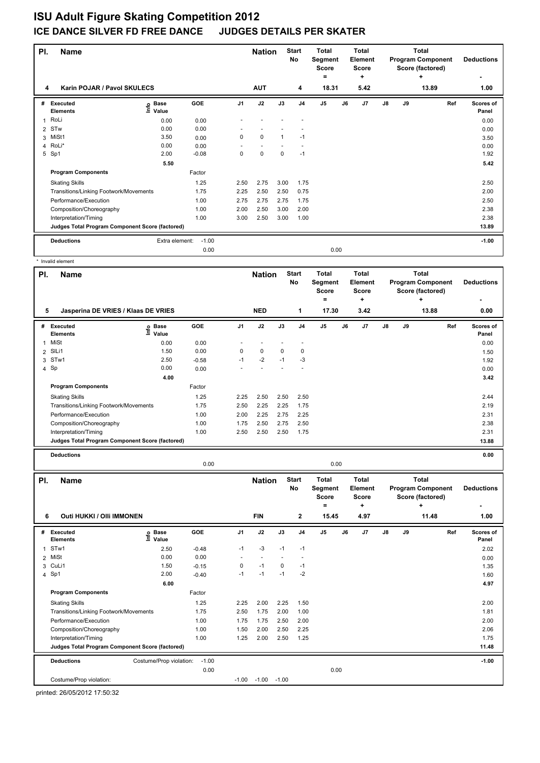# ISU Adult Figure Skating Competition 2012

## ICE DANCE SILVER FD FREE DANCE JUDGES DETAILS PER SKATER

| Pl. | Name | Nation | Start No | Total Segment Score = | Total Element Score + | Total Program Component Score (factored) + | Deductions - |
|---|---|---|---|---|---|---|---|
| 4 | Karin POJAR / Pavol SKULECS | AUT | 4 | 18.31 | 5.42 | 13.89 | 1.00 |

| # | Executed Elements | Info | Base Value | GOE | J1 | J2 | J3 | J4 | J5 | J6 | J7 | J8 | J9 | Ref | Scores of Panel |
|---|---|---|---|---|---|---|---|---|---|---|---|---|---|---|---|
| 1 | RoLi | | 0.00 | 0.00 | - | - | - | - | | | | | | | 0.00 |
| 2 | STw | | 0.00 | 0.00 | - | - | - | - | | | | | | | 0.00 |
| 3 | MiSt1 | | 3.50 | 0.00 | 0 | 0 | 1 | -1 | | | | | | | 3.50 |
| 4 | RoLi* | | 0.00 | 0.00 | - | - | - | - | | | | | | | 0.00 |
| 5 | Sp1 | | 2.00 | -0.08 | 0 | 0 | 0 | -1 | | | | | | | 1.92 |
| | | | 5.50 | | | | | | | | | | | | 5.42 |
| | **Program Components** | | | Factor | | | | | | | | | | | |
| | Skating Skills | | | 1.25 | 2.50 | 2.75 | 3.00 | 1.75 | | | | | | | 2.50 |
| | Transitions/Linking Footwork/Movements | | | 1.75 | 2.25 | 2.50 | 2.50 | 0.75 | | | | | | | 2.00 |
| | Performance/Execution | | | 1.00 | 2.75 | 2.75 | 2.75 | 1.75 | | | | | | | 2.50 |
| | Composition/Choreography | | | 1.00 | 2.00 | 2.50 | 3.00 | 2.00 | | | | | | | 2.38 |
| | Interpretation/Timing | | | 1.00 | 3.00 | 2.50 | 3.00 | 1.00 | | | | | | | 2.38 |
| | **Judges Total Program Component Score (factored)** | | | | | | | | | | | | | | 13.89 |
| | **Deductions** | | Extra element: | -1.00 | | | | | | | | | | | -1.00 |
| | | | | 0.00 | | | | | 0.00 | | | | | | |

\* Invalid element

| Pl. | Name | Nation | Start No | Total Segment Score = | Total Element Score + | Total Program Component Score (factored) + | Deductions - |
|---|---|---|---|---|---|---|---|
| 5 | Jasperina DE VRIES / Klaas DE VRIES | NED | 1 | 17.30 | 3.42 | 13.88 | 0.00 |

| # | Executed Elements | Info | Base Value | GOE | J1 | J2 | J3 | J4 | J5 | J6 | J7 | J8 | J9 | Ref | Scores of Panel |
|---|---|---|---|---|---|---|---|---|---|---|---|---|---|---|---|
| 1 | MiSt | | 0.00 | 0.00 | - | - | - | - | | | | | | | 0.00 |
| 2 | SlLi1 | | 1.50 | 0.00 | 0 | 0 | 0 | 0 | | | | | | | 1.50 |
| 3 | STw1 | | 2.50 | -0.58 | -1 | -2 | -1 | -3 | | | | | | | 1.92 |
| 4 | Sp | | 0.00 | 0.00 | - | - | - | - | | | | | | | 0.00 |
| | | | 4.00 | | | | | | | | | | | | 3.42 |
| | **Program Components** | | | Factor | | | | | | | | | | | |
| | Skating Skills | | | 1.25 | 2.25 | 2.50 | 2.50 | 2.50 | | | | | | | 2.44 |
| | Transitions/Linking Footwork/Movements | | | 1.75 | 2.50 | 2.25 | 2.25 | 1.75 | | | | | | | 2.19 |
| | Performance/Execution | | | 1.00 | 2.00 | 2.25 | 2.75 | 2.25 | | | | | | | 2.31 |
| | Composition/Choreography | | | 1.00 | 1.75 | 2.50 | 2.75 | 2.50 | | | | | | | 2.38 |
| | Interpretation/Timing | | | 1.00 | 2.50 | 2.50 | 2.50 | 1.75 | | | | | | | 2.31 |
| | **Judges Total Program Component Score (factored)** | | | | | | | | | | | | | | 13.88 |
| | **Deductions** | | | | | | | | | | | | | | 0.00 |
| | | | | 0.00 | | | | | 0.00 | | | | | | |

| Pl. | Name | Nation | Start No | Total Segment Score = | Total Element Score + | Total Program Component Score (factored) + | Deductions - |
|---|---|---|---|---|---|---|---|
| 6 | Outi HUKKI / Olli IMMONEN | FIN | 2 | 15.45 | 4.97 | 11.48 | 1.00 |

| # | Executed Elements | Info | Base Value | GOE | J1 | J2 | J3 | J4 | J5 | J6 | J7 | J8 | J9 | Ref | Scores of Panel |
|---|---|---|---|---|---|---|---|---|---|---|---|---|---|---|---|
| 1 | STw1 | | 2.50 | -0.48 | -1 | -3 | -1 | -1 | | | | | | | 2.02 |
| 2 | MiSt | | 0.00 | 0.00 | - | - | - | - | | | | | | | 0.00 |
| 3 | CuLi1 | | 1.50 | -0.15 | 0 | -1 | 0 | -1 | | | | | | | 1.35 |
| 4 | Sp1 | | 2.00 | -0.40 | -1 | -1 | -1 | -2 | | | | | | | 1.60 |
| | | | 6.00 | | | | | | | | | | | | 4.97 |
| | **Program Components** | | | Factor | | | | | | | | | | | |
| | Skating Skills | | | 1.25 | 2.25 | 2.00 | 2.25 | 1.50 | | | | | | | 2.00 |
| | Transitions/Linking Footwork/Movements | | | 1.75 | 2.50 | 1.75 | 2.00 | 1.00 | | | | | | | 1.81 |
| | Performance/Execution | | | 1.00 | 1.75 | 1.75 | 2.50 | 2.00 | | | | | | | 2.00 |
| | Composition/Choreography | | | 1.00 | 1.50 | 2.00 | 2.50 | 2.25 | | | | | | | 2.06 |
| | Interpretation/Timing | | | 1.00 | 1.25 | 2.00 | 2.50 | 1.25 | | | | | | | 1.75 |
| | **Judges Total Program Component Score (factored)** | | | | | | | | | | | | | | 11.48 |
| | **Deductions** | | Costume/Prop violation: | -1.00 | | | | | | | | | | | -1.00 |
| | | | | 0.00 | | | | | 0.00 | | | | | | |
| | Costume/Prop violation: | | | | -1.00 | -1.00 | -1.00 | | | | | | | | |

printed: 26/05/2012 17:50:32